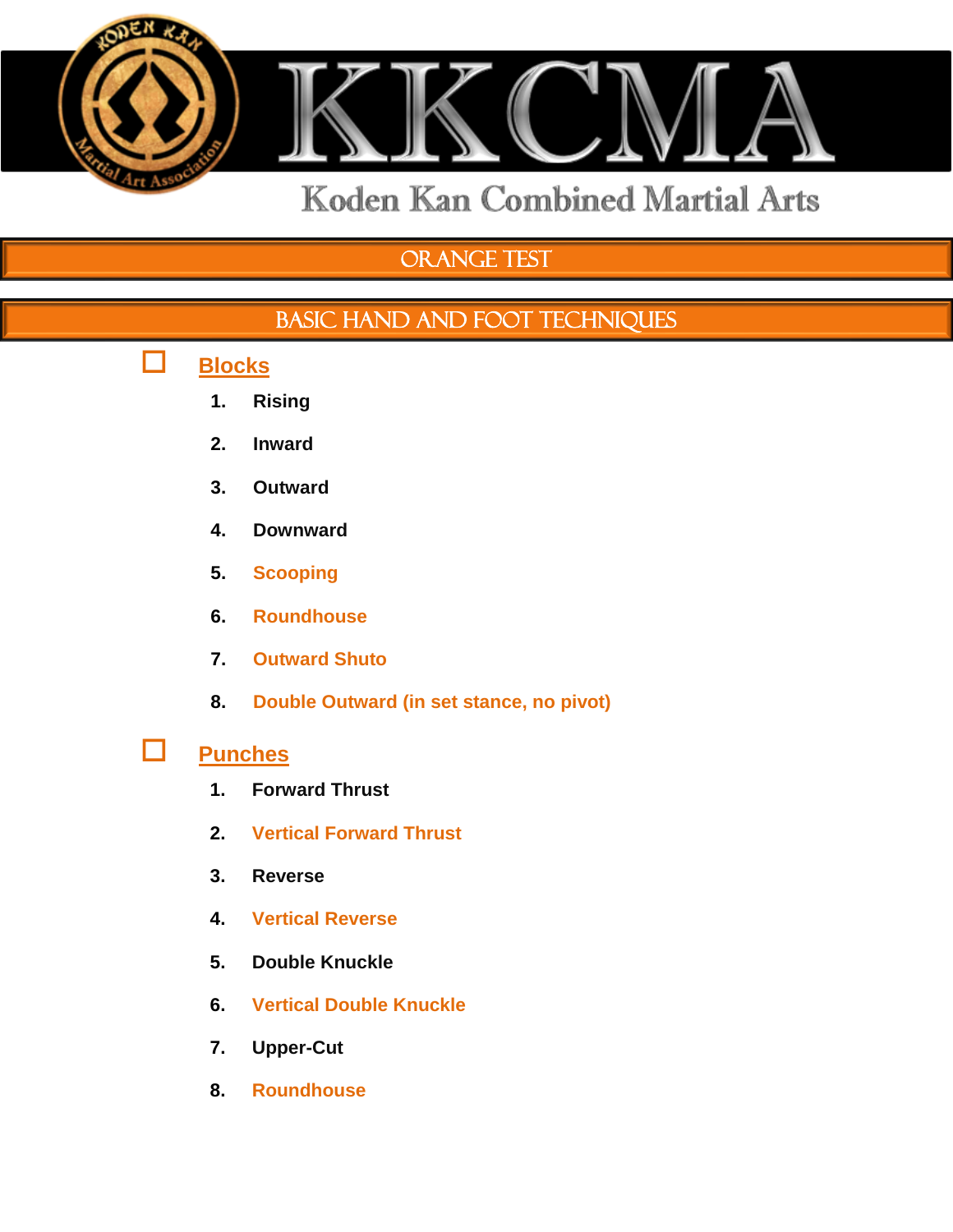# KKCMA

Koden Kan Combined Martial Arts

## ORANGE TEST

## BASIC HAND AND FOOT TECHNIQUES

- ☐ **Blocks**
  1. **Rising**
  2. **Inward**
  3. **Outward**
  4. **Downward**
  5. **Scooping**
  6. **Roundhouse**
  7. **Outward Shuto**
  8. **Double Outward (in set stance, no pivot)**

- ☐ **Punches**
  1. **Forward Thrust**
  2. **Vertical Forward Thrust**
  3. **Reverse**
  4. **Vertical Reverse**
  5. **Double Knuckle**
  6. **Vertical Double Knuckle**
  7. **Upper-Cut**
  8. **Roundhouse**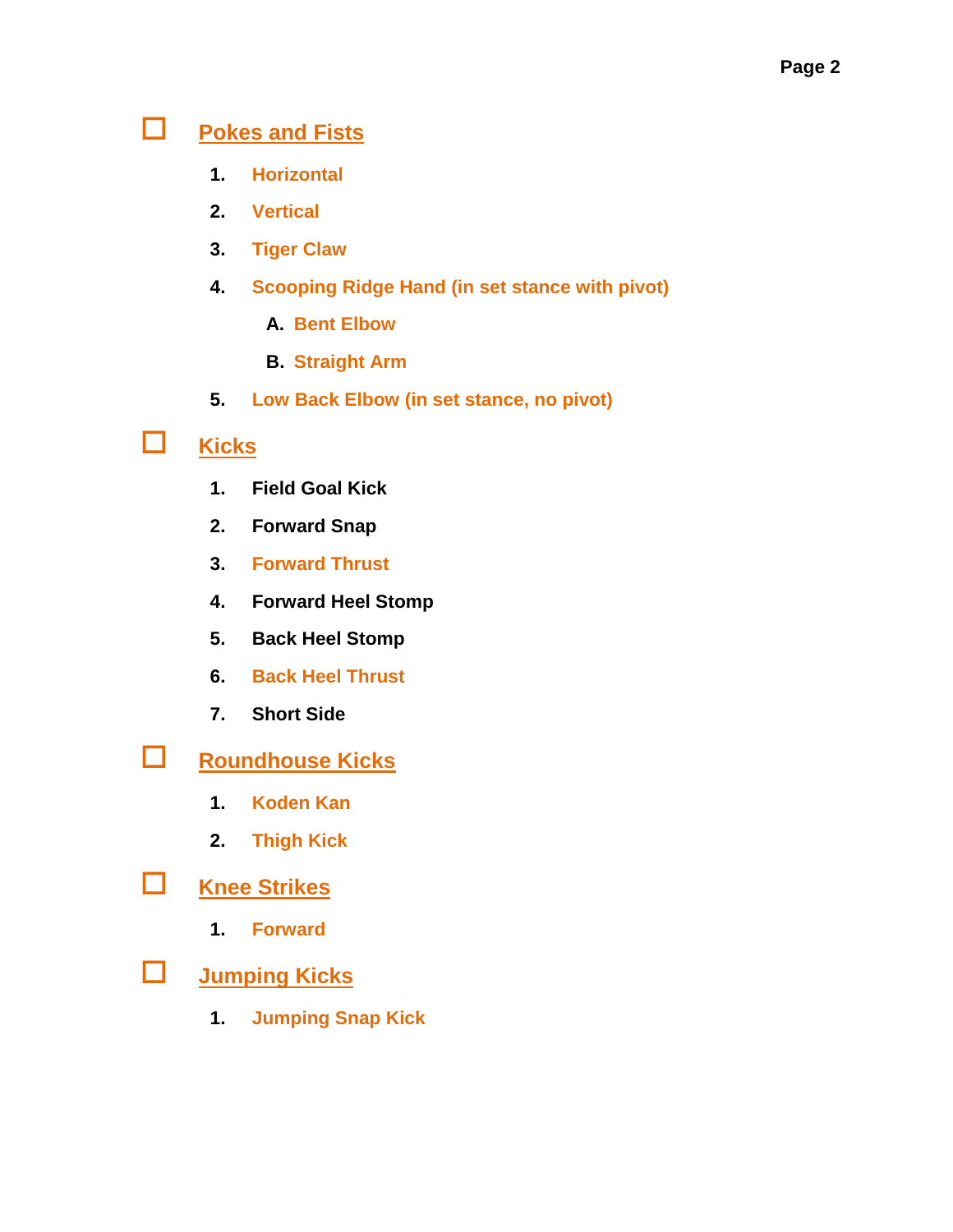- [ ] **Pokes and Fists**

1. Horizontal
2. Vertical
3. Tiger Claw
4. Scooping Ridge Hand (in set stance with pivot)
   A. Bent Elbow
   B. Straight Arm
5. Low Back Elbow (in set stance, no pivot)

- [ ] **Kicks**

1. Field Goal Kick
2. Forward Snap
3. Forward Thrust
4. Forward Heel Stomp
5. Back Heel Stomp
6. Back Heel Thrust
7. Short Side

- [ ] **Roundhouse Kicks**

1. Koden Kan
2. Thigh Kick

- [ ] **Knee Strikes**

1. Forward

- [ ] **Jumping Kicks**

1. Jumping Snap Kick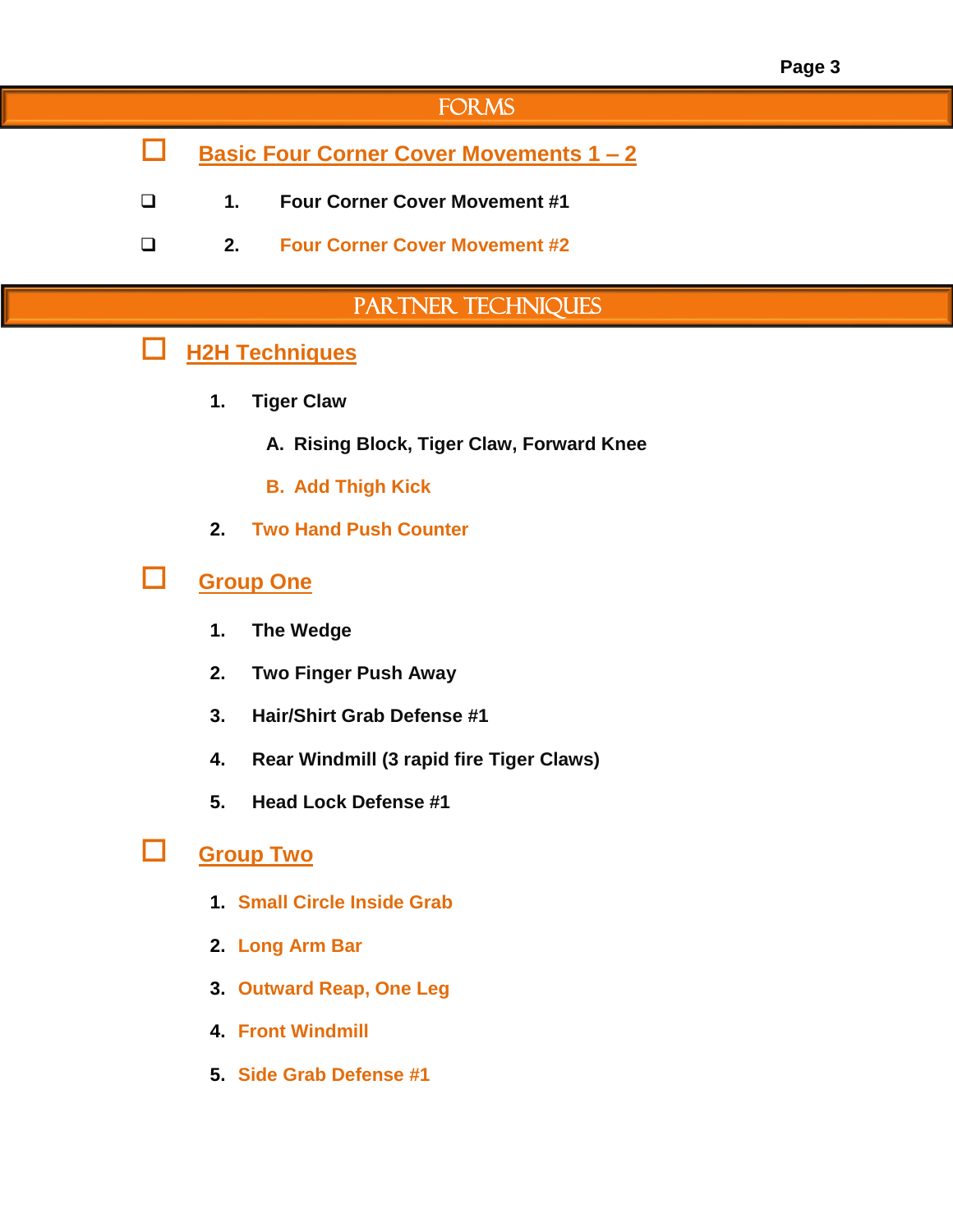## FORMS

- [ ] **Basic Four Corner Cover Movements 1 – 2**

- [ ] **1. Four Corner Cover Movement #1**
- [ ] **2. Four Corner Cover Movement #2**

## PARTNER TECHNIQUES

- [ ] **H2H Techniques**

**1. Tiger Claw**

**A. Rising Block, Tiger Claw, Forward Knee**

**B. Add Thigh Kick**

**2. Two Hand Push Counter**

- [ ] **Group One**

**1. The Wedge**

**2. Two Finger Push Away**

**3. Hair/Shirt Grab Defense #1**

**4. Rear Windmill (3 rapid fire Tiger Claws)**

**5. Head Lock Defense #1**

- [ ] **Group Two**

**1. Small Circle Inside Grab**

**2. Long Arm Bar**

**3. Outward Reap, One Leg**

**4. Front Windmill**

**5. Side Grab Defense #1**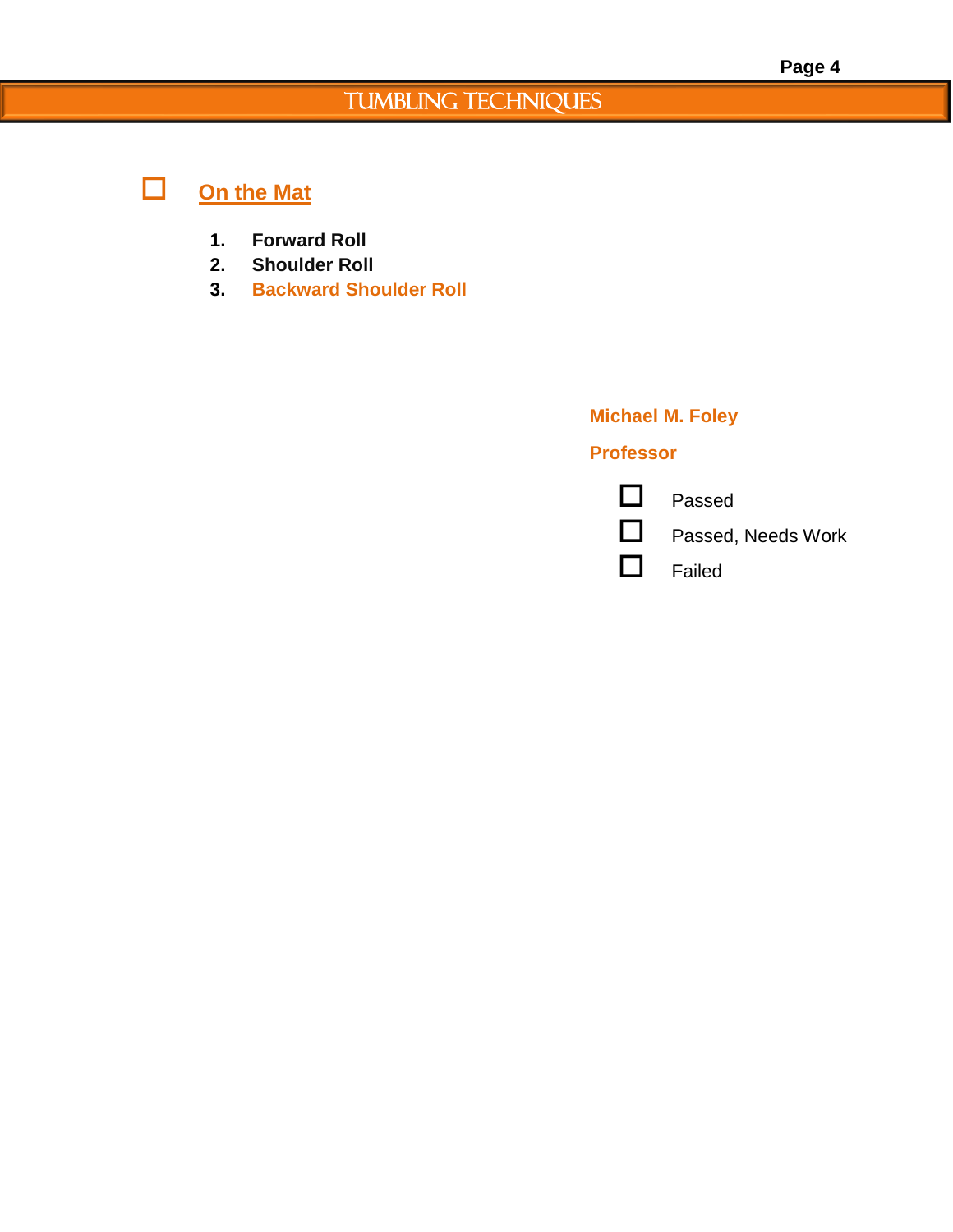# TUMBLING TECHNIQUES

## ☐ On the Mat

1. **Forward Roll**
2. **Shoulder Roll**
3. **Backward Shoulder Roll**

**Michael M. Foley**

**Professor**

- ☐ Passed
- ☐ Passed, Needs Work
- ☐ Failed